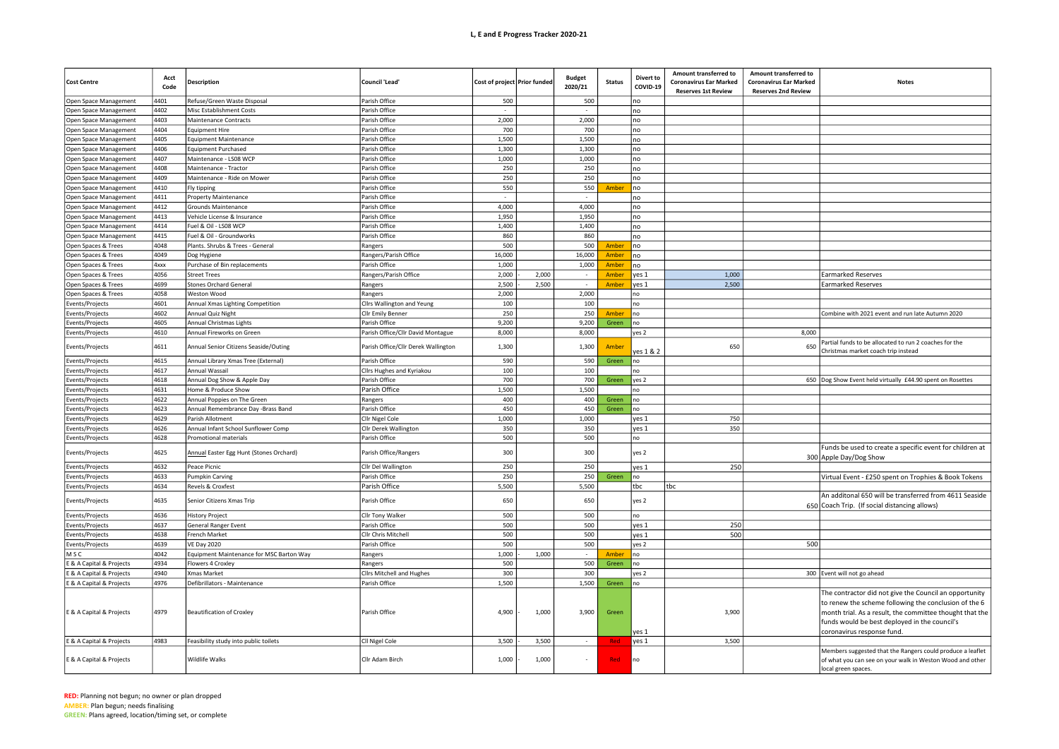# L, E and E Progress Tracker 2020-21

| Cost Centre | Acct Code | Description | Council 'Lead' | Cost of project | Prior funded | Budget 2020/21 | Status | Divert to COVID-19 | Amount transferred to Coronavirus Ear Marked Reserves 1st Review | Amount transferred to Coronavirus Ear Marked Reserves 2nd Review | Notes |
|---|---|---|---|---|---|---|---|---|---|---|---|
| Open Space Management | 4401 | Refuse/Green Waste Disposal | Parish Office | 500 | | 500 | | no | | | |
| Open Space Management | 4402 | Misc Establishment Costs | Parish Office | - | | - | | no | | | |
| Open Space Management | 4403 | Maintenance Contracts | Parish Office | 2,000 | | 2,000 | | no | | | |
| Open Space Management | 4404 | Equipment Hire | Parish Office | 700 | | 700 | | no | | | |
| Open Space Management | 4405 | Equipment Maintenance | Parish Office | 1,500 | | 1,500 | | no | | | |
| Open Space Management | 4406 | Equipment Purchased | Parish Office | 1,300 | | 1,300 | | no | | | |
| Open Space Management | 4407 | Maintenance - LS08 WCP | Parish Office | 1,000 | | 1,000 | | no | | | |
| Open Space Management | 4408 | Maintenance - Tractor | Parish Office | 250 | | 250 | | no | | | |
| Open Space Management | 4409 | Maintenance - Ride on Mower | Parish Office | 250 | | 250 | | no | | | |
| Open Space Management | 4410 | Fly tipping | Parish Office | 550 | | 550 | Amber | no | | | |
| Open Space Management | 4411 | Property Maintenance | Parish Office | - | | - | | no | | | |
| Open Space Management | 4412 | Grounds Maintenance | Parish Office | 4,000 | | 4,000 | | no | | | |
| Open Space Management | 4413 | Vehicle License & Insurance | Parish Office | 1,950 | | 1,950 | | no | | | |
| Open Space Management | 4414 | Fuel & Oil - LS08 WCP | Parish Office | 1,400 | | 1,400 | | no | | | |
| Open Space Management | 4415 | Fuel & Oil - Groundworks | Parish Office | 860 | | 860 | | no | | | |
| Open Spaces & Trees | 4048 | Plants. Shrubs & Trees - General | Rangers | 500 | | 500 | Amber | no | | | |
| Open Spaces & Trees | 4049 | Dog Hygiene | Rangers/Parish Office | 16,000 | | 16,000 | Amber | no | | | |
| Open Spaces & Trees | 4xxx | Purchase of Bin replacements | Parish Office | 1,000 | | 1,000 | Amber | no | | | |
| Open Spaces & Trees | 4056 | Street Trees | Rangers/Parish Office | 2,000 | - 2,000 | - | Amber | yes 1 | 1,000 | | Earmarked Reserves |
| Open Spaces & Trees | 4699 | Stones Orchard General | Rangers | 2,500 | - 2,500 | - | Amber | yes 1 | 2,500 | | Earmarked Reserves |
| Open Spaces & Trees | 4058 | Weston Wood | Rangers | 2,000 | | 2,000 | | no | | | |
| Events/Projects | 4601 | Annual Xmas Lighting Competition | Cllrs Wallington and Yeung | 100 | | 100 | | no | | | |
| Events/Projects | 4602 | Annual Quiz Night | Cllr Emily Benner | 250 | | 250 | Amber | no | | | Combine with 2021 event and run late Autumn 2020 |
| Events/Projects | 4605 | Annual Christmas Lights | Parish Office | 9,200 | | 9,200 | Green | no | | | |
| Events/Projects | 4610 | Annual Fireworks on Green | Parish Office/Cllr David Montague | 8,000 | | 8,000 | | yes 2 | | 8,000 | |
| Events/Projects | 4611 | Annual Senior Citizens Seaside/Outing | Parish Office/Cllr Derek Wallington | 1,300 | | 1,300 | Amber | yes 1 & 2 | 650 | 650 | Partial funds to be allocated to run 2 coaches for the Christmas market coach trip instead |
| Events/Projects | 4615 | Annual Library Xmas Tree (External) | Parish Office | 590 | | 590 | Green | no | | | |
| Events/Projects | 4617 | Annual Wassail | Cllrs Hughes and Kyriakou | 100 | | 100 | | no | | | |
| Events/Projects | 4618 | Annual Dog Show & Apple Day | Parish Office | 700 | | 700 | Green | yes 2 | | 650 | Dog Show Event held virtually £44.90 spent on Rosettes |
| Events/Projects | 4631 | Home & Produce Show | Parish Office | 1,500 | | 1,500 | | no | | | |
| Events/Projects | 4622 | Annual Poppies on The Green | Rangers | 400 | | 400 | Green | no | | | |
| Events/Projects | 4623 | Annual Remembrance Day -Brass Band | Parish Office | 450 | | 450 | Green | no | | | |
| Events/Projects | 4629 | Parish Allotment | Cllr Nigel Cole | 1,000 | | 1,000 | | yes 1 | 750 | | |
| Events/Projects | 4626 | Annual Infant School Sunflower Comp | Cllr Derek Wallington | 350 | | 350 | | yes 1 | 350 | | |
| Events/Projects | 4628 | Promotional materials | Parish Office | 500 | | 500 | | no | | | |
| Events/Projects | 4625 | Annual Easter Egg Hunt (Stones Orchard) | Parish Office/Rangers | 300 | | 300 | | yes 2 | | 300 | Funds be used to create a specific event for children at Apple Day/Dog Show |
| Events/Projects | 4632 | Peace Picnic | Cllr Del Wallington | 250 | | 250 | | yes 1 | 250 | | |
| Events/Projects | 4633 | Pumpkin Carving | Parish Office | 250 | | 250 | Green | no | | | Virtual Event - £250 spent on Trophies & Book Tokens |
| Events/Projects | 4634 | Revels & Croxfest | Parish Office | 5,500 | | 5,500 | | tbc | tbc | | |
| Events/Projects | 4635 | Senior Citizens Xmas Trip | Parish Office | 650 | | 650 | | yes 2 | | 650 | An additonal 650 will be transferred from 4611 Seaside Coach Trip. (If social distancing allows) |
| Events/Projects | 4636 | History Project | Cllr Tony Walker | 500 | | 500 | | no | | | |
| Events/Projects | 4637 | General Ranger Event | Parish Office | 500 | | 500 | | yes 1 | 250 | | |
| Events/Projects | 4638 | French Market | Cllr Chris Mitchell | 500 | | 500 | | yes 1 | 500 | | |
| Events/Projects | 4639 | VE Day 2020 | Parish Office | 500 | | 500 | | yes 2 | | 500 | |
| M S C | 4042 | Equipment Maintenance for MSC Barton Way | Rangers | 1,000 | - 1,000 | - | Amber | no | | | |
| E & A Capital & Projects | 4934 | Flowers 4 Croxley | Rangers | 500 | | 500 | Green | no | | | |
| E & A Capital & Projects | 4940 | Xmas Market | Cllrs Mitchell and Hughes | 300 | | 300 | | yes 2 | | 300 | Event will not go ahead |
| E & A Capital & Projects | 4976 | Defibrillators - Maintenance | Parish Office | 1,500 | | 1,500 | Green | no | | | |
| E & A Capital & Projects | 4979 | Beautification of Croxley | Parish Office | 4,900 | - 1,000 | 3,900 | Green | yes 1 | 3,900 | | The contractor did not give the Council an opportunity to renew the scheme following the conclusion of the 6 month trial. As a result, the committee thought that the funds would be best deployed in the council's coronavirus response fund. |
| E & A Capital & Projects | 4983 | Feasibility study into public toilets | Cll Nigel Cole | 3,500 | - 3,500 | - | Red | yes 1 | 3,500 | | |
| E & A Capital & Projects | | Wildlife Walks | Cllr Adam Birch | 1,000 | - 1,000 | - | Red | no | | | Members suggested that the Rangers could produce a leaflet of what you can see on your walk in Weston Wood and other local green spaces. |

**RED:** Planning not begun; no owner or plan dropped
**AMBER:** Plan begun; needs finalising
**GREEN:** Plans agreed, location/timing set, or complete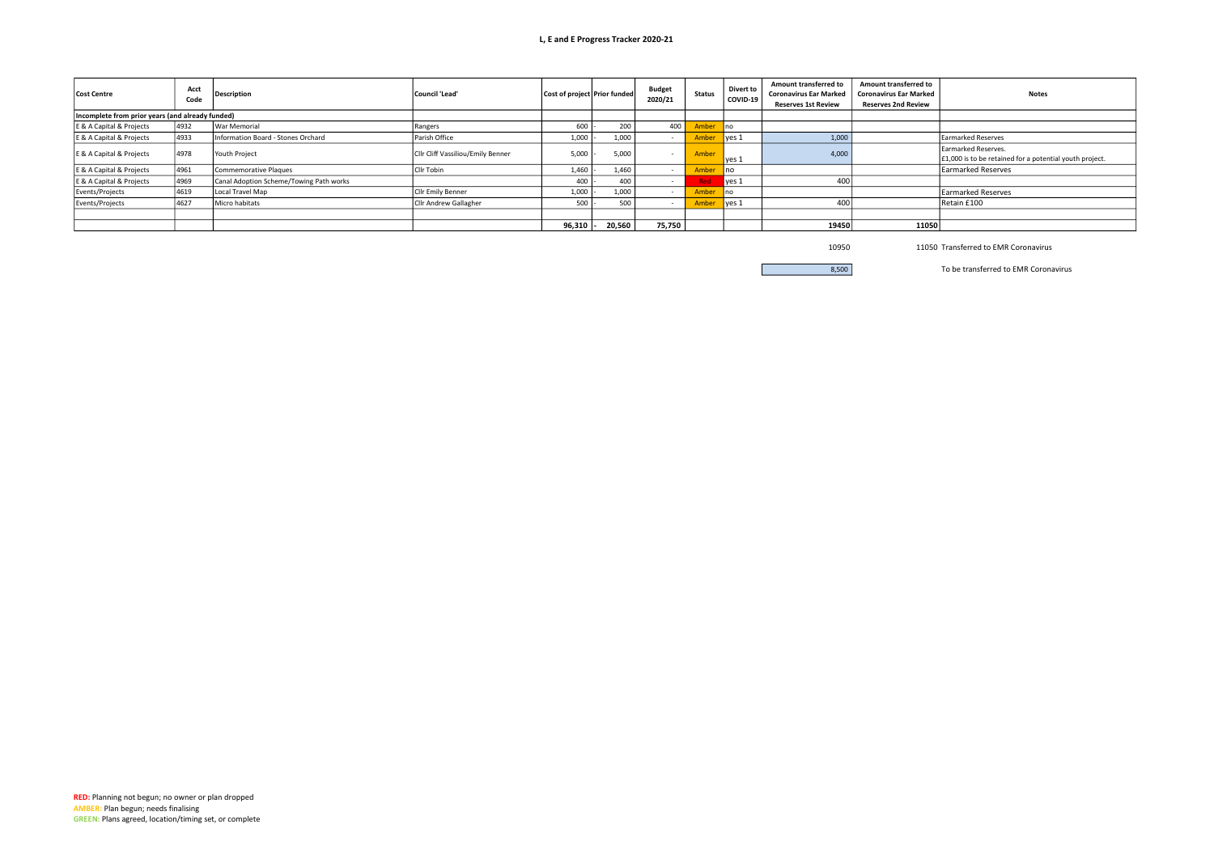# L, E and E Progress Tracker 2020-21

| Cost Centre | Acct Code | Description | Council 'Lead' | Cost of project | Prior funded | Budget 2020/21 | Status | Divert to COVID-19 | Amount transferred to Coronavirus Ear Marked Reserves 1st Review | Amount transferred to Coronavirus Ear Marked Reserves 2nd Review | Notes |
|---|---|---|---|---|---|---|---|---|---|---|---|
| **Incomplete from prior years (and already funded)** | | | | | | | | | | | |
| E & A Capital & Projects | 4932 | War Memorial | Rangers | 600 | - 200 | 400 | Amber | no | | | |
| E & A Capital & Projects | 4933 | Information Board - Stones Orchard | Parish Office | 1,000 | - 1,000 | - | Amber | yes 1 | 1,000 | | Earmarked Reserves |
| E & A Capital & Projects | 4978 | Youth Project | Cllr Cliff Vassiliou/Emily Benner | 5,000 | - 5,000 | - | Amber | yes 1 | 4,000 | | Earmarked Reserves. £1,000 is to be retained for a potential youth project. |
| E & A Capital & Projects | 4961 | Commemorative Plaques | Cllr Tobin | 1,460 | - 1,460 | - | Amber | no | | | Earmarked Reserves |
| E & A Capital & Projects | 4969 | Canal Adoption Scheme/Towing Path works | | 400 | - 400 | - | Red | yes 1 | 400 | | |
| Events/Projects | 4619 | Local Travel Map | Cllr Emily Benner | 1,000 | - 1,000 | - | Amber | no | | | Earmarked Reserves |
| Events/Projects | 4627 | Micro habitats | Cllr Andrew Gallagher | 500 | - 500 | - | Amber | yes 1 | 400 | | Retain £100 |
| | | | | | | | | | | | |
| | | | | **96,310** | **- 20,560** | **75,750** | | | **19450** | **11050** | |

10950 11050 Transferred to EMR Coronavirus

8,500 To be transferred to EMR Coronavirus

**RED:** Planning not begun; no owner or plan dropped
**AMBER:** Plan begun; needs finalising
**GREEN:** Plans agreed, location/timing set, or complete